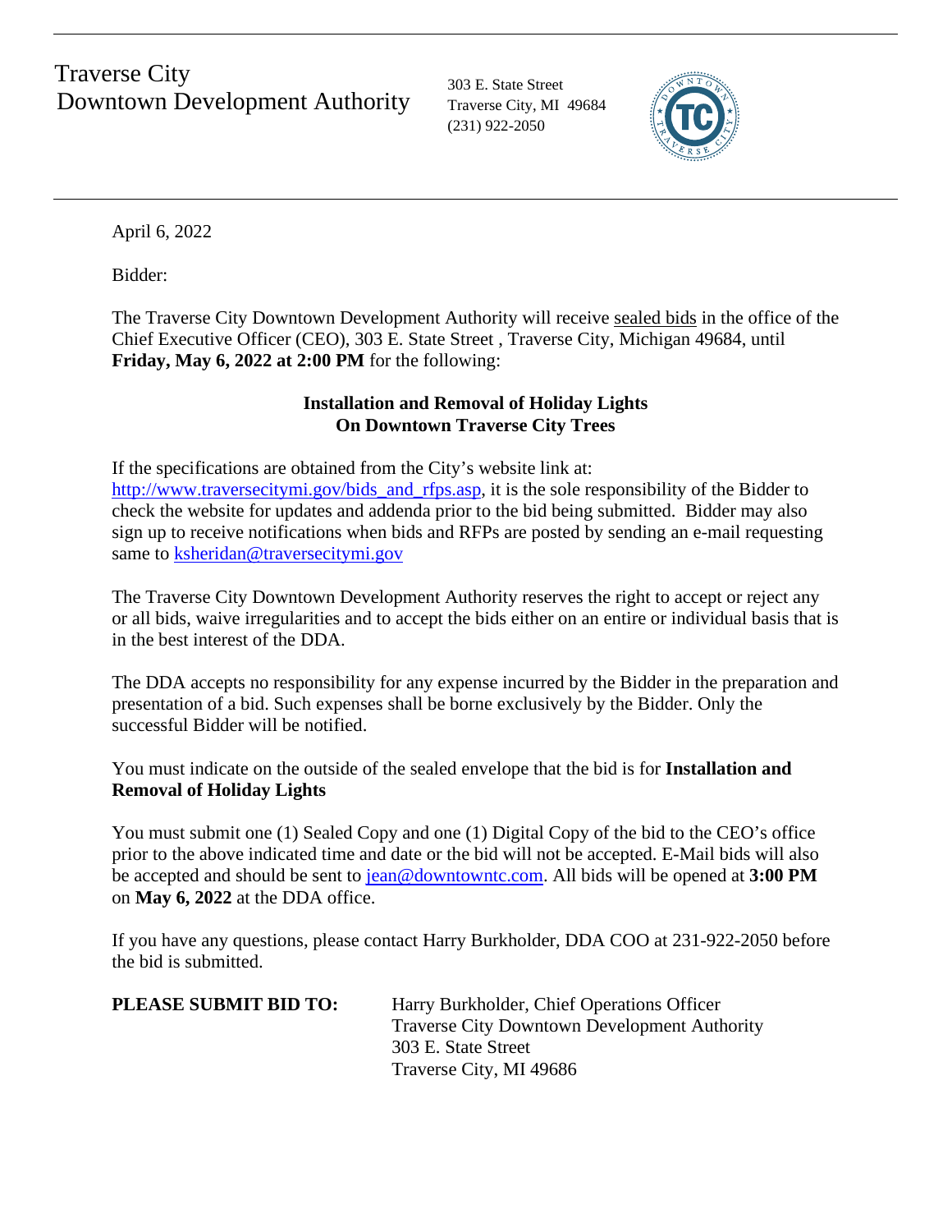# Traverse City Downtown Development Authority

303 E. State Street
Traverse City, MI 49684
(231) 922-2050

April 6, 2022

Bidder:

The Traverse City Downtown Development Authority will receive sealed bids in the office of the Chief Executive Officer (CEO), 303 E. State Street , Traverse City, Michigan 49684, until **Friday, May 6, 2022 at 2:00 PM** for the following:

**Installation and Removal of Holiday Lights**
**On Downtown Traverse City Trees**

If the specifications are obtained from the City's website link at: http://www.traversecitymi.gov/bids_and_rfps.asp, it is the sole responsibility of the Bidder to check the website for updates and addenda prior to the bid being submitted. Bidder may also sign up to receive notifications when bids and RFPs are posted by sending an e-mail requesting same to ksheridan@traversecitymi.gov

The Traverse City Downtown Development Authority reserves the right to accept or reject any or all bids, waive irregularities and to accept the bids either on an entire or individual basis that is in the best interest of the DDA.

The DDA accepts no responsibility for any expense incurred by the Bidder in the preparation and presentation of a bid. Such expenses shall be borne exclusively by the Bidder. Only the successful Bidder will be notified.

You must indicate on the outside of the sealed envelope that the bid is for **Installation and Removal of Holiday Lights**

You must submit one (1) Sealed Copy and one (1) Digital Copy of the bid to the CEO's office prior to the above indicated time and date or the bid will not be accepted. E-Mail bids will also be accepted and should be sent to jean@downtowntc.com. All bids will be opened at **3:00 PM** on **May 6, 2022** at the DDA office.

If you have any questions, please contact Harry Burkholder, DDA COO at 231-922-2050 before the bid is submitted.

**PLEASE SUBMIT BID TO:**

Harry Burkholder, Chief Operations Officer
Traverse City Downtown Development Authority
303 E. State Street
Traverse City, MI 49686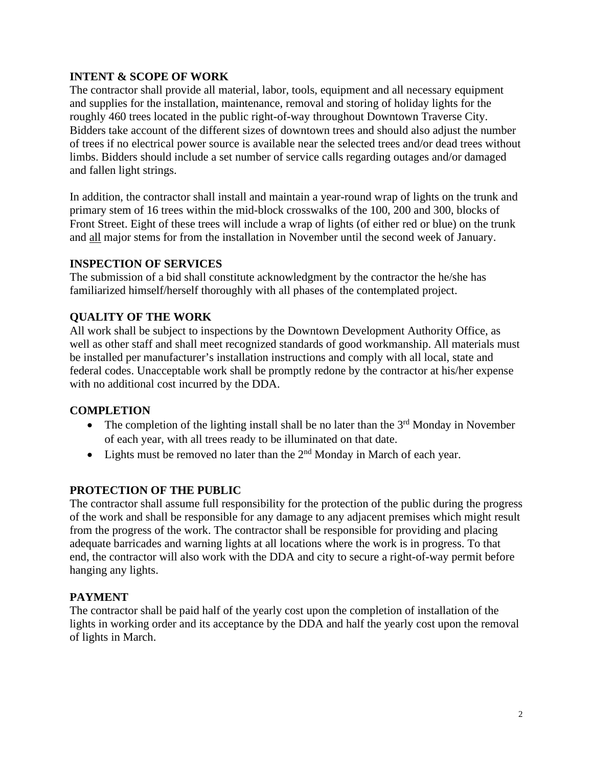## INTENT & SCOPE OF WORK

The contractor shall provide all material, labor, tools, equipment and all necessary equipment and supplies for the installation, maintenance, removal and storing of holiday lights for the roughly 460 trees located in the public right-of-way throughout Downtown Traverse City. Bidders take account of the different sizes of downtown trees and should also adjust the number of trees if no electrical power source is available near the selected trees and/or dead trees without limbs. Bidders should include a set number of service calls regarding outages and/or damaged and fallen light strings.

In addition, the contractor shall install and maintain a year-round wrap of lights on the trunk and primary stem of 16 trees within the mid-block crosswalks of the 100, 200 and 300, blocks of Front Street. Eight of these trees will include a wrap of lights (of either red or blue) on the trunk and <u>all</u> major stems for from the installation in November until the second week of January.

## INSPECTION OF SERVICES

The submission of a bid shall constitute acknowledgment by the contractor the he/she has familiarized himself/herself thoroughly with all phases of the contemplated project.

## QUALITY OF THE WORK

All work shall be subject to inspections by the Downtown Development Authority Office, as well as other staff and shall meet recognized standards of good workmanship. All materials must be installed per manufacturer's installation instructions and comply with all local, state and federal codes. Unacceptable work shall be promptly redone by the contractor at his/her expense with no additional cost incurred by the DDA.

## COMPLETION

- The completion of the lighting install shall be no later than the 3rd Monday in November of each year, with all trees ready to be illuminated on that date.
- Lights must be removed no later than the 2nd Monday in March of each year.

## PROTECTION OF THE PUBLIC

The contractor shall assume full responsibility for the protection of the public during the progress of the work and shall be responsible for any damage to any adjacent premises which might result from the progress of the work. The contractor shall be responsible for providing and placing adequate barricades and warning lights at all locations where the work is in progress. To that end, the contractor will also work with the DDA and city to secure a right-of-way permit before hanging any lights.

## PAYMENT

The contractor shall be paid half of the yearly cost upon the completion of installation of the lights in working order and its acceptance by the DDA and half the yearly cost upon the removal of lights in March.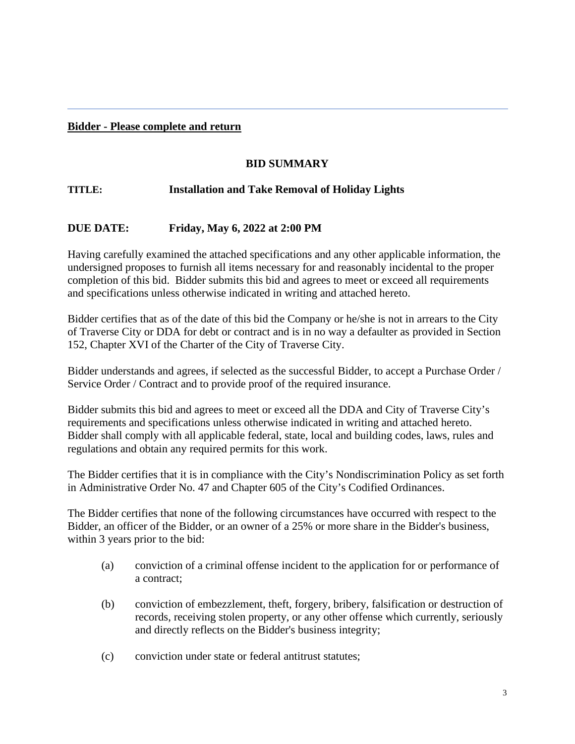---

**Bidder - Please complete and return**

## BID SUMMARY

**TITLE:** **Installation and Take Removal of Holiday Lights**

**DUE DATE:** **Friday, May 6, 2022 at 2:00 PM**

Having carefully examined the attached specifications and any other applicable information, the undersigned proposes to furnish all items necessary for and reasonably incidental to the proper completion of this bid. Bidder submits this bid and agrees to meet or exceed all requirements and specifications unless otherwise indicated in writing and attached hereto.

Bidder certifies that as of the date of this bid the Company or he/she is not in arrears to the City of Traverse City or DDA for debt or contract and is in no way a defaulter as provided in Section 152, Chapter XVI of the Charter of the City of Traverse City.

Bidder understands and agrees, if selected as the successful Bidder, to accept a Purchase Order / Service Order / Contract and to provide proof of the required insurance.

Bidder submits this bid and agrees to meet or exceed all the DDA and City of Traverse City's requirements and specifications unless otherwise indicated in writing and attached hereto. Bidder shall comply with all applicable federal, state, local and building codes, laws, rules and regulations and obtain any required permits for this work.

The Bidder certifies that it is in compliance with the City's Nondiscrimination Policy as set forth in Administrative Order No. 47 and Chapter 605 of the City's Codified Ordinances.

The Bidder certifies that none of the following circumstances have occurred with respect to the Bidder, an officer of the Bidder, or an owner of a 25% or more share in the Bidder's business, within 3 years prior to the bid:

(a) conviction of a criminal offense incident to the application for or performance of a contract;

(b) conviction of embezzlement, theft, forgery, bribery, falsification or destruction of records, receiving stolen property, or any other offense which currently, seriously and directly reflects on the Bidder's business integrity;

(c) conviction under state or federal antitrust statutes;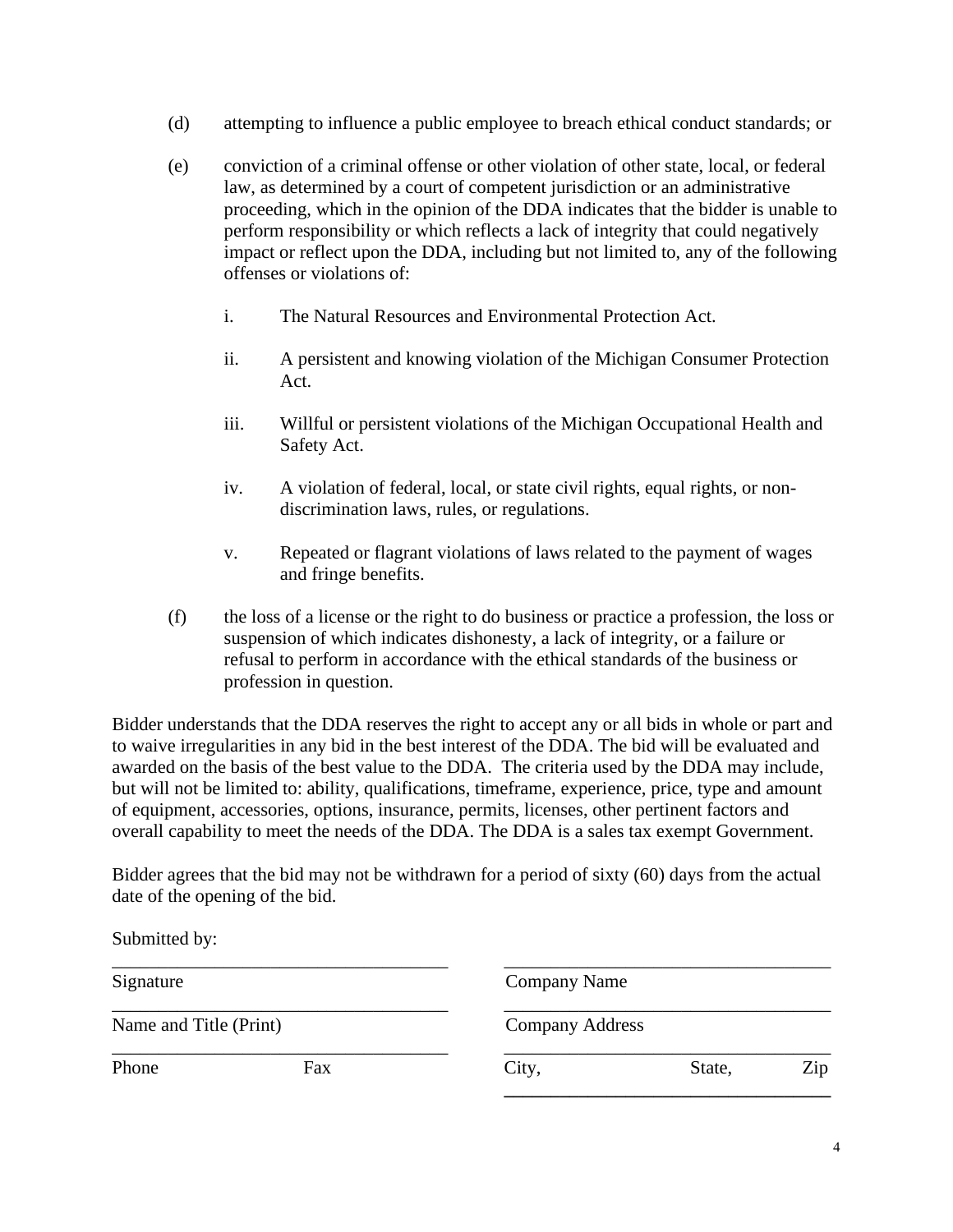(d) attempting to influence a public employee to breach ethical conduct standards; or

(e) conviction of a criminal offense or other violation of other state, local, or federal law, as determined by a court of competent jurisdiction or an administrative proceeding, which in the opinion of the DDA indicates that the bidder is unable to perform responsibility or which reflects a lack of integrity that could negatively impact or reflect upon the DDA, including but not limited to, any of the following offenses or violations of:

   i. The Natural Resources and Environmental Protection Act.

   ii. A persistent and knowing violation of the Michigan Consumer Protection Act.

   iii. Willful or persistent violations of the Michigan Occupational Health and Safety Act.

   iv. A violation of federal, local, or state civil rights, equal rights, or non-discrimination laws, rules, or regulations.

   v. Repeated or flagrant violations of laws related to the payment of wages and fringe benefits.

(f) the loss of a license or the right to do business or practice a profession, the loss or suspension of which indicates dishonesty, a lack of integrity, or a failure or refusal to perform in accordance with the ethical standards of the business or profession in question.

Bidder understands that the DDA reserves the right to accept any or all bids in whole or part and to waive irregularities in any bid in the best interest of the DDA. The bid will be evaluated and awarded on the basis of the best value to the DDA. The criteria used by the DDA may include, but will not be limited to: ability, qualifications, timeframe, experience, price, type and amount of equipment, accessories, options, insurance, permits, licenses, other pertinent factors and overall capability to meet the needs of the DDA. The DDA is a sales tax exempt Government.

Bidder agrees that the bid may not be withdrawn for a period of sixty (60) days from the actual date of the opening of the bid.

Submitted by:

| | |
|---|---|
| ____________________________________ Signature | ____________________________________ Company Name |
| ____________________________________ Name and Title (Print) | ____________________________________ Company Address |
| ____________________________________ Phone Fax | ____________________________________ City, State, Zip |
| | ____________________________________ |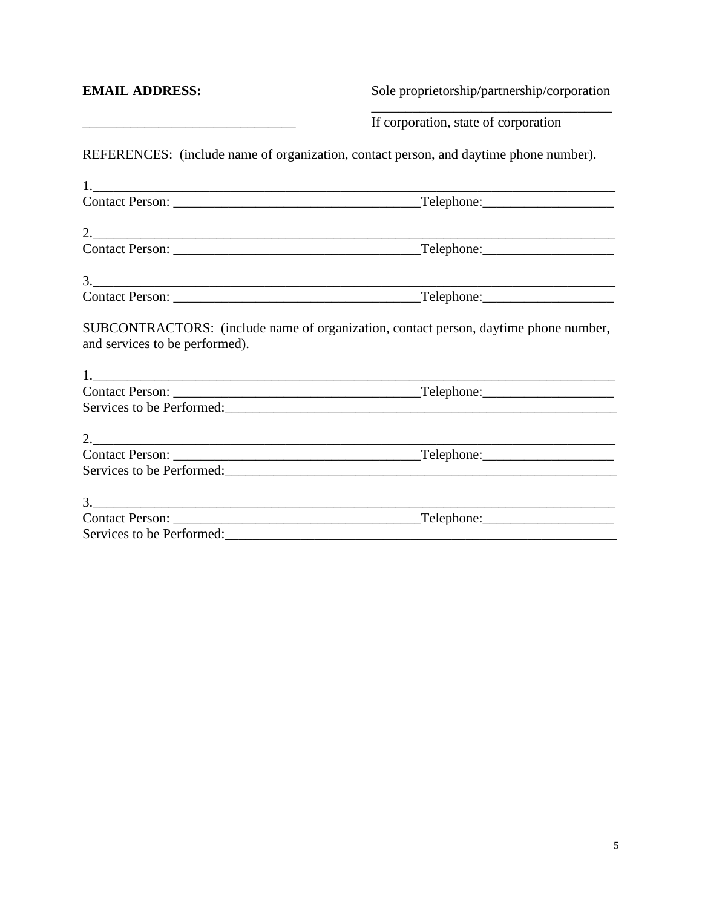**EMAIL ADDRESS:**

_______________________________

Sole proprietorship/partnership/corporation

___________________________________

If corporation, state of corporation

REFERENCES: (include name of organization, contact person, and daytime phone number).

1.______________________________________________________________________________

Contact Person: ____________________________________Telephone:___________________

2.______________________________________________________________________________

Contact Person: ____________________________________Telephone:___________________

3.______________________________________________________________________________

Contact Person: ____________________________________Telephone:___________________

SUBCONTRACTORS: (include name of organization, contact person, daytime phone number, and services to be performed).

1.______________________________________________________________________________

Contact Person: ____________________________________Telephone:___________________

Services to be Performed:____________________________________________________________

2.______________________________________________________________________________

Contact Person: ____________________________________Telephone:___________________

Services to be Performed:____________________________________________________________

3.______________________________________________________________________________

Contact Person: ____________________________________Telephone:___________________

Services to be Performed:____________________________________________________________